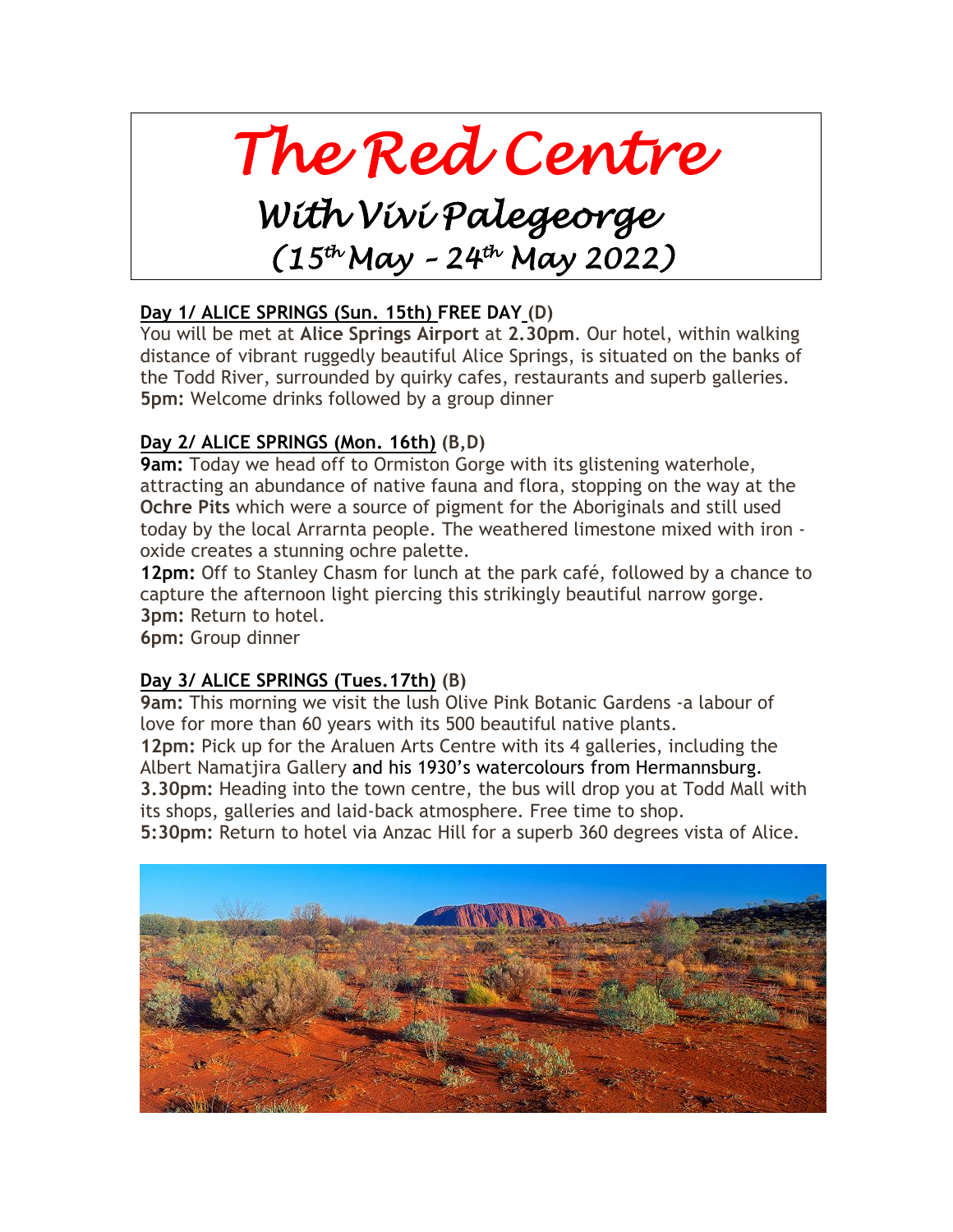# *The Red Centre*

## *With Vivi Palegeorge*

## *(15th May – 24th May 2022)*

**Day 1/ ALICE SPRINGS (Sun. 15th) FREE DAY (D)**

You will be met at **Alice Springs Airport** at **2.30pm**. Our hotel, within walking distance of vibrant ruggedly beautiful Alice Springs, is situated on the banks of the Todd River, surrounded by quirky cafes, restaurants and superb galleries.
**5pm:** Welcome drinks followed by a group dinner

**Day 2/ ALICE SPRINGS (Mon. 16th) (B,D)**

**9am:** Today we head off to Ormiston Gorge with its glistening waterhole, attracting an abundance of native fauna and flora, stopping on the way at the **Ochre Pits** which were a source of pigment for the Aboriginals and still used today by the local Arrarnta people. The weathered limestone mixed with iron - oxide creates a stunning ochre palette.
**12pm:** Off to Stanley Chasm for lunch at the park café, followed by a chance to capture the afternoon light piercing this strikingly beautiful narrow gorge.
**3pm:** Return to hotel.
**6pm:** Group dinner

**Day 3/ ALICE SPRINGS (Tues.17th) (B)**

**9am:** This morning we visit the lush Olive Pink Botanic Gardens -a labour of love for more than 60 years with its 500 beautiful native plants.
**12pm:** Pick up for the Araluen Arts Centre with its 4 galleries, including the Albert Namatjira Gallery and his 1930's watercolours from Hermannsburg.
**3.30pm:** Heading into the town centre, the bus will drop you at Todd Mall with its shops, galleries and laid-back atmosphere. Free time to shop.
**5:30pm:** Return to hotel via Anzac Hill for a superb 360 degrees vista of Alice.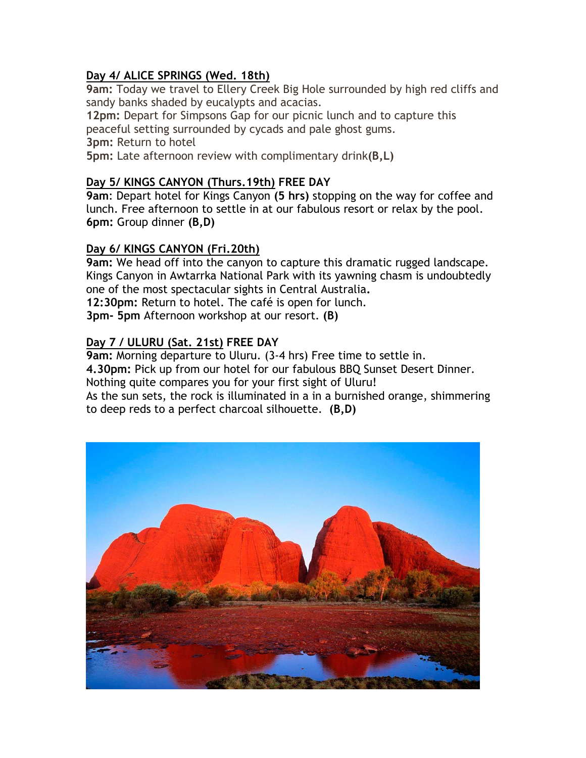**Day 4/ ALICE SPRINGS (Wed. 18th)**
**9am:** Today we travel to Ellery Creek Big Hole surrounded by high red cliffs and sandy banks shaded by eucalypts and acacias.
**12pm:** Depart for Simpsons Gap for our picnic lunch and to capture this peaceful setting surrounded by cycads and pale ghost gums.
**3pm:** Return to hotel
**5pm:** Late afternoon review with complimentary drink**(B,L)**

**Day 5/ KINGS CANYON (Thurs.19th) FREE DAY**
**9am**: Depart hotel for Kings Canyon **(5 hrs)** stopping on the way for coffee and lunch. Free afternoon to settle in at our fabulous resort or relax by the pool.
**6pm:** Group dinner **(B,D)**

**Day 6/ KINGS CANYON (Fri.20th)**
**9am:** We head off into the canyon to capture this dramatic rugged landscape. Kings Canyon in Awtarrka National Park with its yawning chasm is undoubtedly one of the most spectacular sights in Central Australia**.**
**12:30pm:** Return to hotel. The café is open for lunch.
**3pm- 5pm** Afternoon workshop at our resort. **(B)**

**Day 7 / ULURU (Sat. 21st) FREE DAY**
**9am:** Morning departure to Uluru. (3-4 hrs) Free time to settle in.
**4.30pm:** Pick up from our hotel for our fabulous BBQ Sunset Desert Dinner. Nothing quite compares you for your first sight of Uluru!
As the sun sets, the rock is illuminated in a in a burnished orange, shimmering to deep reds to a perfect charcoal silhouette. **(B,D)**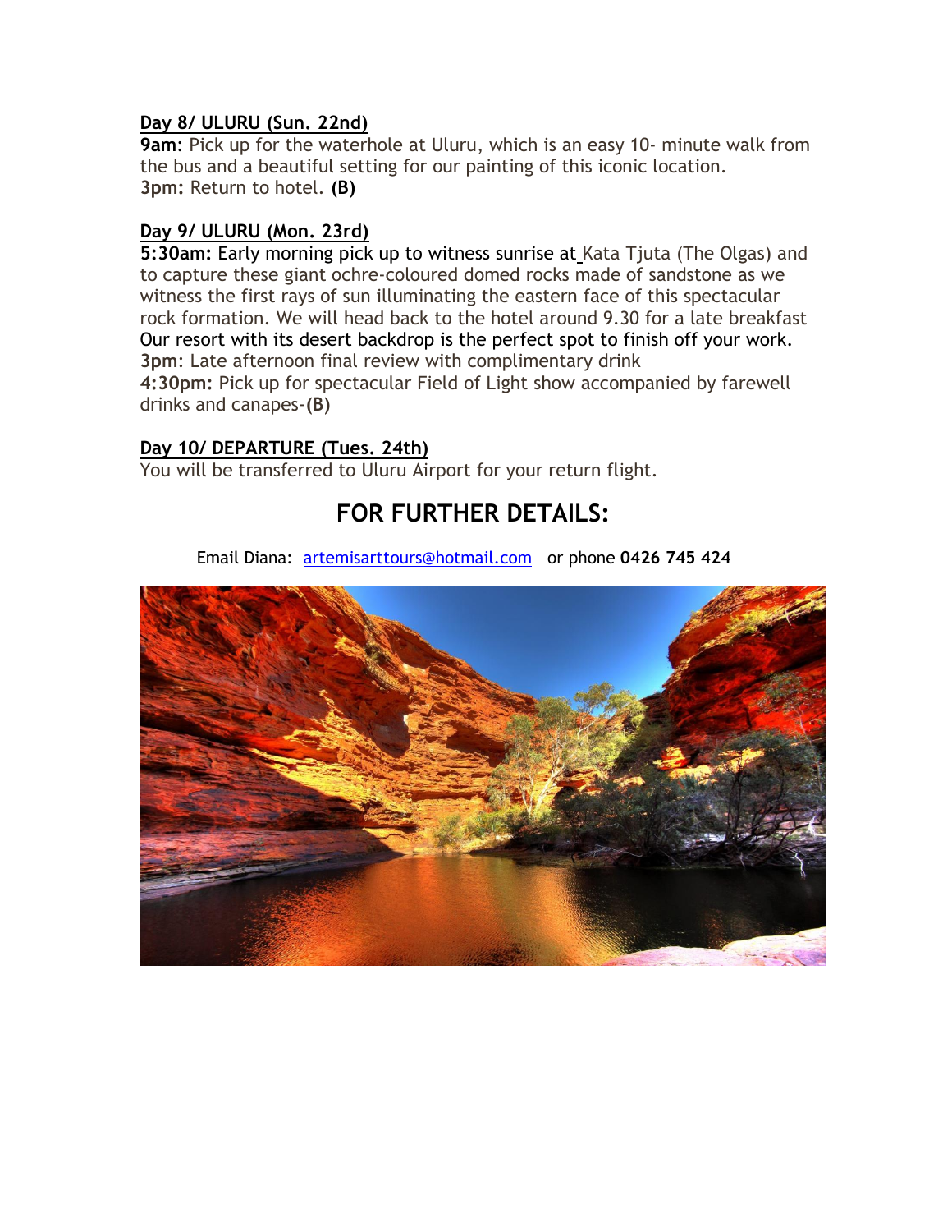**Day 8/ ULURU (Sun. 22nd)**

**9am**: Pick up for the waterhole at Uluru, which is an easy 10- minute walk from the bus and a beautiful setting for our painting of this iconic location.
**3pm:** Return to hotel. **(B)**

**Day 9/ ULURU (Mon. 23rd)**

**5:30am:** Early morning pick up to witness sunrise at Kata Tjuta (The Olgas) and to capture these giant ochre-coloured domed rocks made of sandstone as we witness the first rays of sun illuminating the eastern face of this spectacular rock formation. We will head back to the hotel around 9.30 for a late breakfast Our resort with its desert backdrop is the perfect spot to finish off your work.
**3pm**: Late afternoon final review with complimentary drink
**4:30pm:** Pick up for spectacular Field of Light show accompanied by farewell drinks and canapes-**(B)**

**Day 10/ DEPARTURE (Tues. 24th)**

You will be transferred to Uluru Airport for your return flight.

## FOR FURTHER DETAILS:

Email Diana: artemisarttours@hotmail.com or phone **0426 745 424**